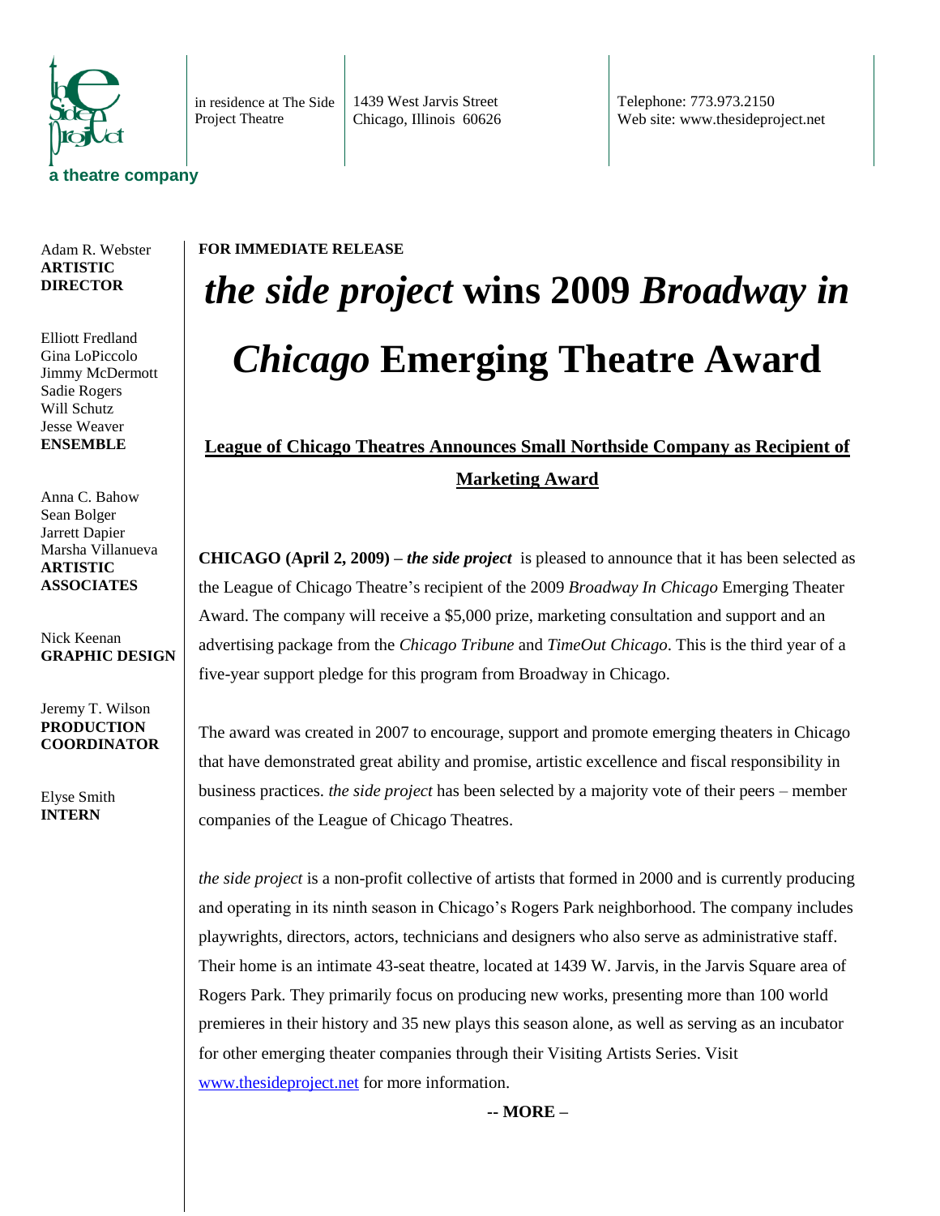the Side Project

**a theatre company**

in residence at The Side Project Theatre

1439 West Jarvis Street
Chicago, Illinois 60626

Telephone: 773.973.2150
Web site: www.thesideproject.net

Adam R. Webster
**ARTISTIC DIRECTOR**

Elliott Fredland
Gina LoPiccolo
Jimmy McDermott
Sadie Rogers
Will Schutz
Jesse Weaver
**ENSEMBLE**

Anna C. Bahow
Sean Bolger
Jarrett Dapier
Marsha Villanueva
**ARTISTIC ASSOCIATES**

Nick Keenan
**GRAPHIC DESIGN**

Jeremy T. Wilson
**PRODUCTION COORDINATOR**

Elyse Smith
**INTERN**

**FOR IMMEDIATE RELEASE**

# *the side project* wins 2009 *Broadway in Chicago* Emerging Theatre Award

## League of Chicago Theatres Announces Small Northside Company as Recipient of Marketing Award

**CHICAGO (April 2, 2009) –** ***the side project*** is pleased to announce that it has been selected as the League of Chicago Theatre's recipient of the 2009 *Broadway In Chicago* Emerging Theater Award. The company will receive a $5,000 prize, marketing consultation and support and an advertising package from the *Chicago Tribune* and *TimeOut Chicago*. This is the third year of a five-year support pledge for this program from Broadway in Chicago.

The award was created in 2007 to encourage, support and promote emerging theaters in Chicago that have demonstrated great ability and promise, artistic excellence and fiscal responsibility in business practices. *the side project* has been selected by a majority vote of their peers – member companies of the League of Chicago Theatres.

*the side project* is a non-profit collective of artists that formed in 2000 and is currently producing and operating in its ninth season in Chicago's Rogers Park neighborhood. The company includes playwrights, directors, actors, technicians and designers who also serve as administrative staff. Their home is an intimate 43-seat theatre, located at 1439 W. Jarvis, in the Jarvis Square area of Rogers Park. They primarily focus on producing new works, presenting more than 100 world premieres in their history and 35 new plays this season alone, as well as serving as an incubator for other emerging theater companies through their Visiting Artists Series. Visit www.thesideproject.net for more information.

**-- MORE –**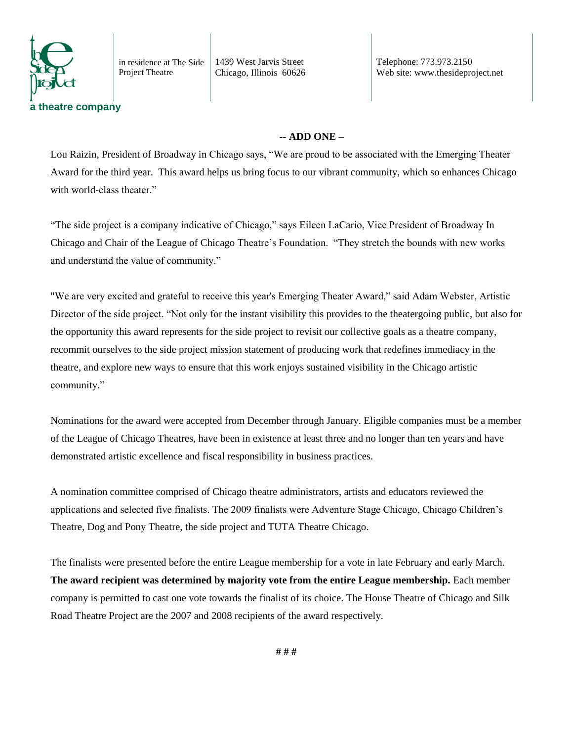the Side Project
a theatre company

in residence at The Side Project Theatre

1439 West Jarvis Street
Chicago, Illinois 60626

Telephone: 773.973.2150
Web site: www.thesideproject.net

**-- ADD ONE –**

Lou Raizin, President of Broadway in Chicago says, "We are proud to be associated with the Emerging Theater Award for the third year. This award helps us bring focus to our vibrant community, which so enhances Chicago with world-class theater."

"The side project is a company indicative of Chicago," says Eileen LaCario, Vice President of Broadway In Chicago and Chair of the League of Chicago Theatre's Foundation. "They stretch the bounds with new works and understand the value of community."

"We are very excited and grateful to receive this year's Emerging Theater Award," said Adam Webster, Artistic Director of the side project. "Not only for the instant visibility this provides to the theatergoing public, but also for the opportunity this award represents for the side project to revisit our collective goals as a theatre company, recommit ourselves to the side project mission statement of producing work that redefines immediacy in the theatre, and explore new ways to ensure that this work enjoys sustained visibility in the Chicago artistic community."

Nominations for the award were accepted from December through January. Eligible companies must be a member of the League of Chicago Theatres, have been in existence at least three and no longer than ten years and have demonstrated artistic excellence and fiscal responsibility in business practices.

A nomination committee comprised of Chicago theatre administrators, artists and educators reviewed the applications and selected five finalists. The 2009 finalists were Adventure Stage Chicago, Chicago Children's Theatre, Dog and Pony Theatre, the side project and TUTA Theatre Chicago.

The finalists were presented before the entire League membership for a vote in late February and early March. **The award recipient was determined by majority vote from the entire League membership.** Each member company is permitted to cast one vote towards the finalist of its choice. The House Theatre of Chicago and Silk Road Theatre Project are the 2007 and 2008 recipients of the award respectively.

# # #